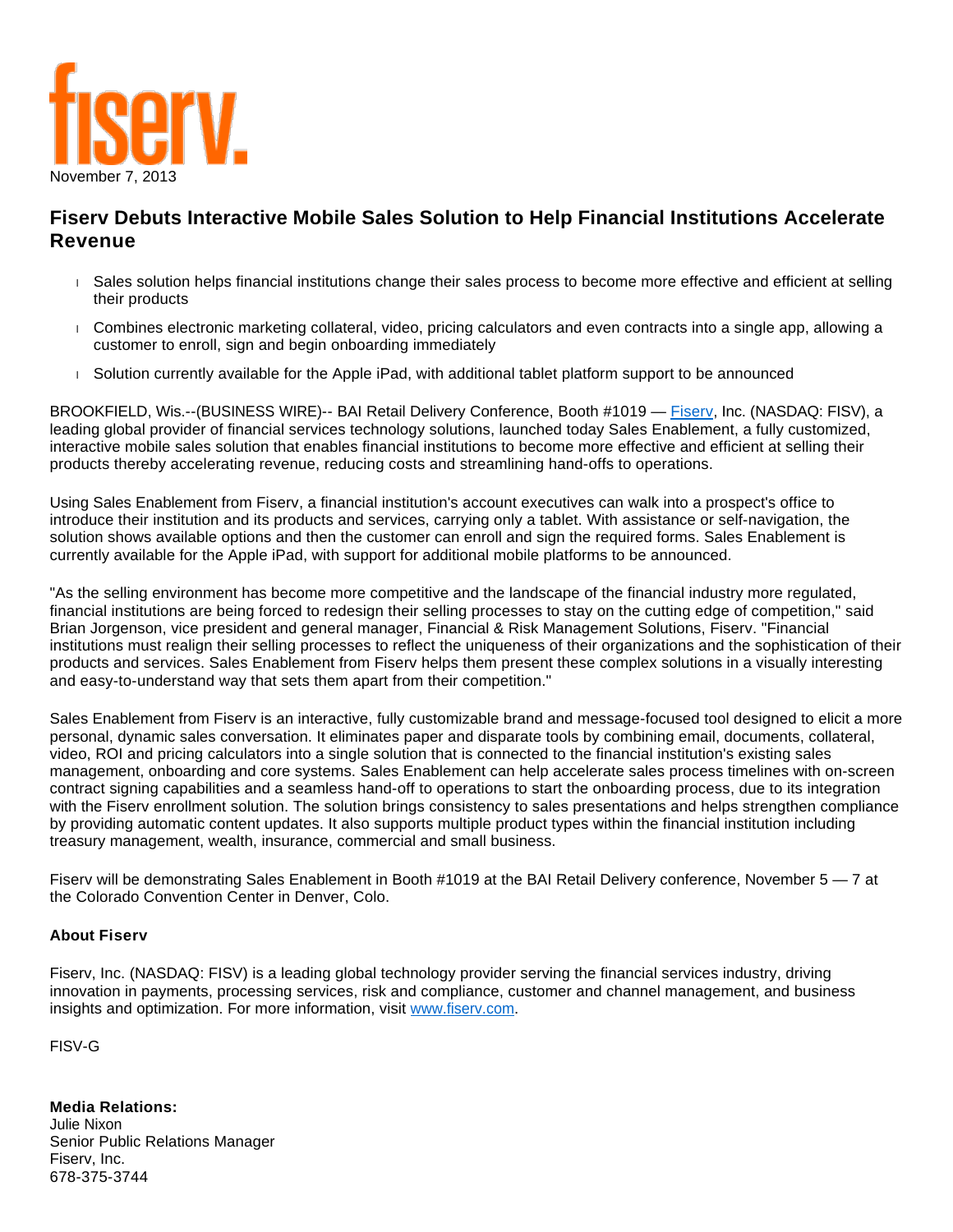fiserv.

November 7, 2013

# Fiserv Debuts Interactive Mobile Sales Solution to Help Financial Institutions Accelerate Revenue

- Sales solution helps financial institutions change their sales process to become more effective and efficient at selling their products
- Combines electronic marketing collateral, video, pricing calculators and even contracts into a single app, allowing a customer to enroll, sign and begin onboarding immediately
- Solution currently available for the Apple iPad, with additional tablet platform support to be announced

BROOKFIELD, Wis.--(BUSINESS WIRE)-- BAI Retail Delivery Conference, Booth #1019 — Fiserv, Inc. (NASDAQ: FISV), a leading global provider of financial services technology solutions, launched today Sales Enablement, a fully customized, interactive mobile sales solution that enables financial institutions to become more effective and efficient at selling their products thereby accelerating revenue, reducing costs and streamlining hand-offs to operations.

Using Sales Enablement from Fiserv, a financial institution's account executives can walk into a prospect's office to introduce their institution and its products and services, carrying only a tablet. With assistance or self-navigation, the solution shows available options and then the customer can enroll and sign the required forms. Sales Enablement is currently available for the Apple iPad, with support for additional mobile platforms to be announced.

"As the selling environment has become more competitive and the landscape of the financial industry more regulated, financial institutions are being forced to redesign their selling processes to stay on the cutting edge of competition," said Brian Jorgenson, vice president and general manager, Financial & Risk Management Solutions, Fiserv. "Financial institutions must realign their selling processes to reflect the uniqueness of their organizations and the sophistication of their products and services. Sales Enablement from Fiserv helps them present these complex solutions in a visually interesting and easy-to-understand way that sets them apart from their competition."

Sales Enablement from Fiserv is an interactive, fully customizable brand and message-focused tool designed to elicit a more personal, dynamic sales conversation. It eliminates paper and disparate tools by combining email, documents, collateral, video, ROI and pricing calculators into a single solution that is connected to the financial institution's existing sales management, onboarding and core systems. Sales Enablement can help accelerate sales process timelines with on-screen contract signing capabilities and a seamless hand-off to operations to start the onboarding process, due to its integration with the Fiserv enrollment solution. The solution brings consistency to sales presentations and helps strengthen compliance by providing automatic content updates. It also supports multiple product types within the financial institution including treasury management, wealth, insurance, commercial and small business.

Fiserv will be demonstrating Sales Enablement in Booth #1019 at the BAI Retail Delivery conference, November 5 — 7 at the Colorado Convention Center in Denver, Colo.

**About Fiserv**

Fiserv, Inc. (NASDAQ: FISV) is a leading global technology provider serving the financial services industry, driving innovation in payments, processing services, risk and compliance, customer and channel management, and business insights and optimization. For more information, visit www.fiserv.com.

FISV-G

**Media Relations:**
Julie Nixon
Senior Public Relations Manager
Fiserv, Inc.
678-375-3744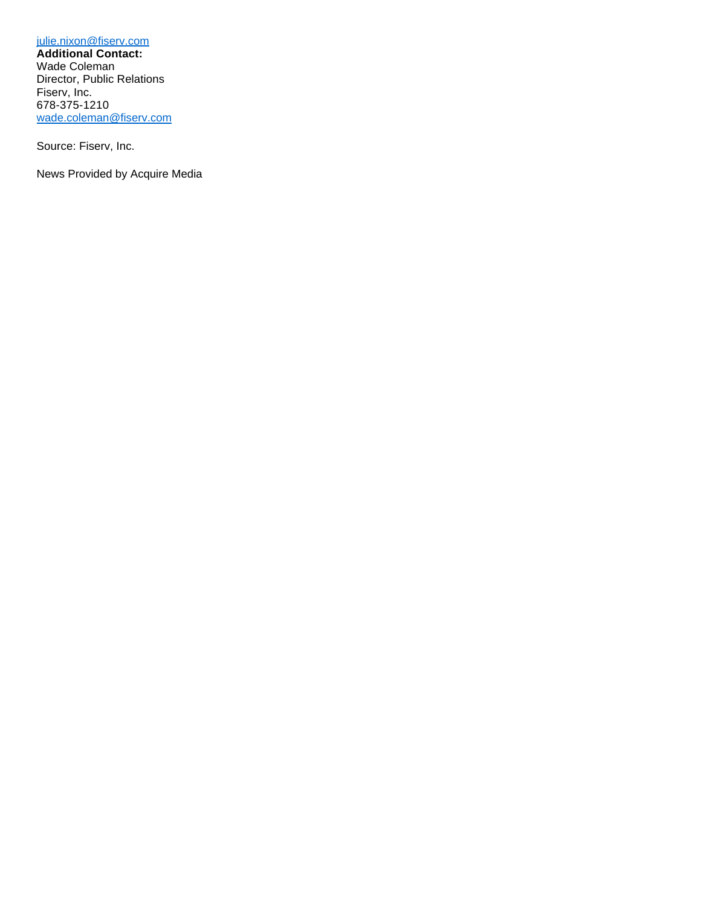julie.nixon@fiserv.com
**Additional Contact:**
Wade Coleman
Director, Public Relations
Fiserv, Inc.
678-375-1210
wade.coleman@fiserv.com

Source: Fiserv, Inc.

News Provided by Acquire Media